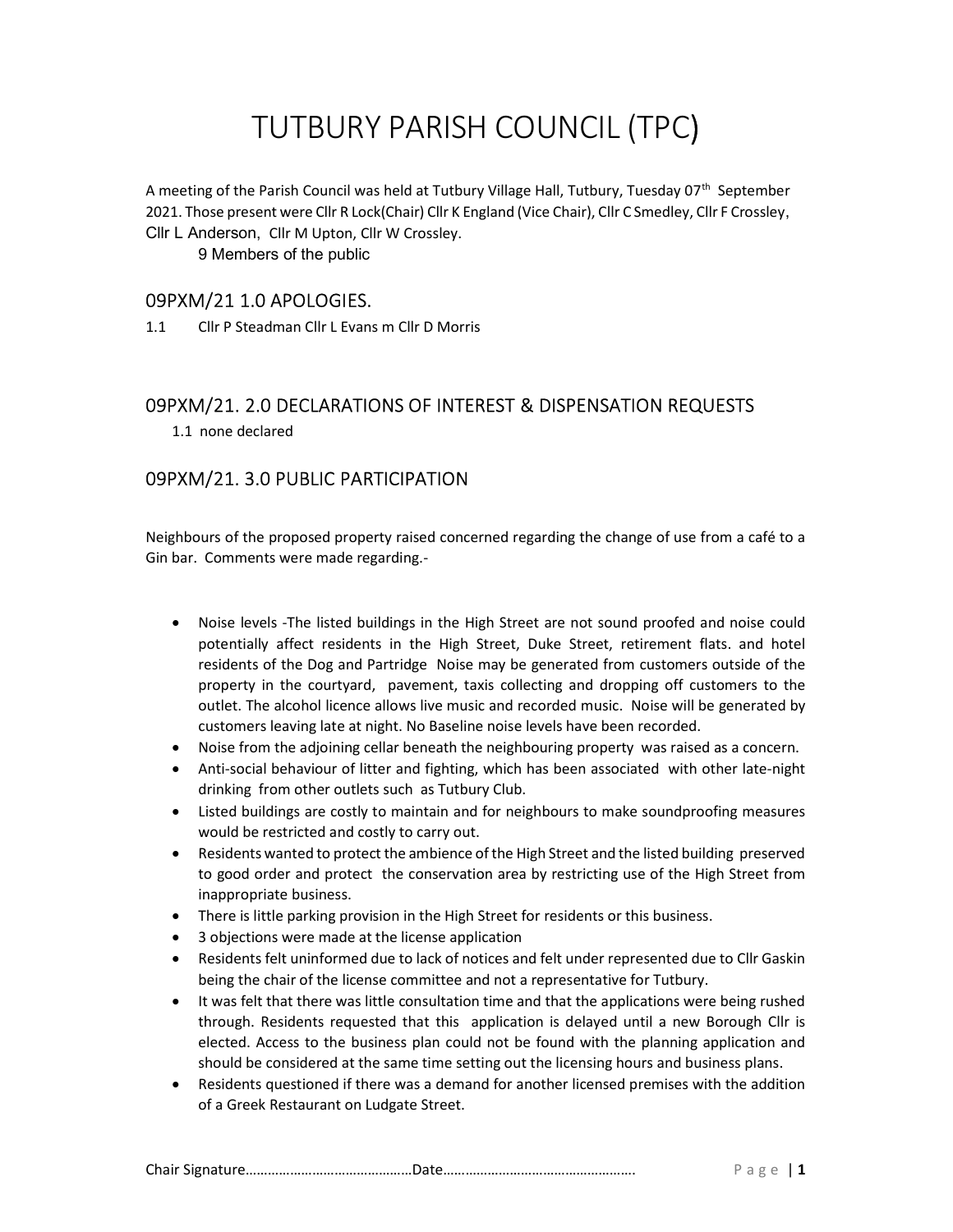# TUTBURY PARISH COUNCIL (TPC)

A meeting of the Parish Council was held at Tutbury Village Hall, Tutbury, Tuesday 07th September 2021. Those present were Cllr R Lock(Chair) Cllr K England (Vice Chair), Cllr C Smedley, Cllr F Crossley, Cllr L Anderson, Cllr M Upton, Cllr W Crossley.

9 Members of the public

## 09PXM/21 1.0 APOLOGIES.

1.1 Cllr P Steadman Cllr L Evans m Cllr D Morris

## 09PXM/21. 2.0 DECLARATIONS OF INTEREST & DISPENSATION REQUESTS

1.1 none declared

## 09PXM/21. 3.0 PUBLIC PARTICIPATION

Neighbours of the proposed property raised concerned regarding the change of use from a café to a Gin bar. Comments were made regarding.-

- Noise levels -The listed buildings in the High Street are not sound proofed and noise could potentially affect residents in the High Street, Duke Street, retirement flats. and hotel residents of the Dog and Partridge Noise may be generated from customers outside of the property in the courtyard, pavement, taxis collecting and dropping off customers to the outlet. The alcohol licence allows live music and recorded music. Noise will be generated by customers leaving late at night. No Baseline noise levels have been recorded.
- Noise from the adjoining cellar beneath the neighbouring property was raised as a concern.
- Anti-social behaviour of litter and fighting, which has been associated with other late-night drinking from other outlets such as Tutbury Club.
- Listed buildings are costly to maintain and for neighbours to make soundproofing measures would be restricted and costly to carry out.
- Residents wanted to protect the ambience of the High Street and the listed building preserved to good order and protect the conservation area by restricting use of the High Street from inappropriate business.
- There is little parking provision in the High Street for residents or this business.
- 3 objections were made at the license application
- Residents felt uninformed due to lack of notices and felt under represented due to Cllr Gaskin being the chair of the license committee and not a representative for Tutbury.
- It was felt that there was little consultation time and that the applications were being rushed through. Residents requested that this application is delayed until a new Borough Cllr is elected. Access to the business plan could not be found with the planning application and should be considered at the same time setting out the licensing hours and business plans.
- Residents questioned if there was a demand for another licensed premises with the addition of a Greek Restaurant on Ludgate Street.

Chair Signature……………………………………Date…………………………………………….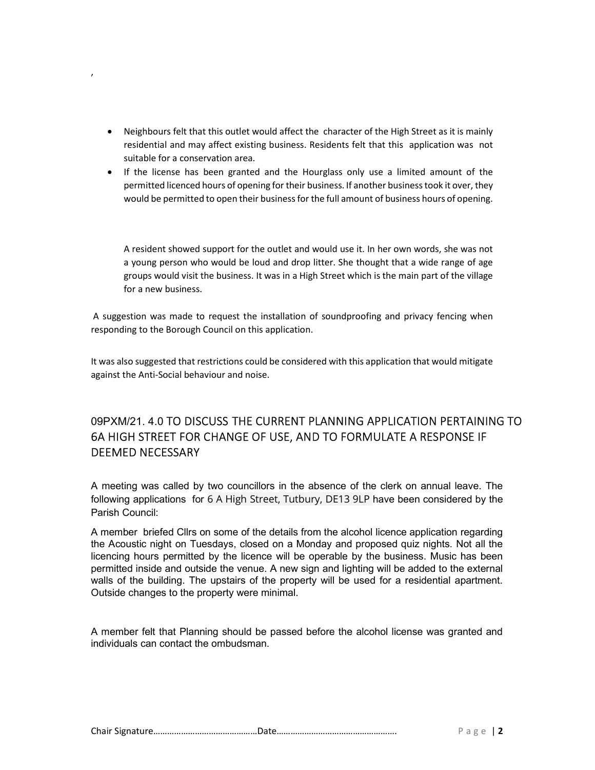,

- Neighbours felt that this outlet would affect the character of the High Street as it is mainly residential and may affect existing business. Residents felt that this application was not suitable for a conservation area.
- If the license has been granted and the Hourglass only use a limited amount of the permitted licenced hours of opening for their business. If another business took it over, they would be permitted to open their business for the full amount of business hours of opening.

A resident showed support for the outlet and would use it. In her own words, she was not a young person who would be loud and drop litter. She thought that a wide range of age groups would visit the business. It was in a High Street which is the main part of the village for a new business.

A suggestion was made to request the installation of soundproofing and privacy fencing when responding to the Borough Council on this application.

It was also suggested that restrictions could be considered with this application that would mitigate against the Anti-Social behaviour and noise.

## 09PXM/21. 4.0 TO DISCUSS THE CURRENT PLANNING APPLICATION PERTAINING TO 6A HIGH STREET FOR CHANGE OF USE, AND TO FORMULATE A RESPONSE IF DEEMED NECESSARY

A meeting was called by two councillors in the absence of the clerk on annual leave. The following applications for 6 A High Street, Tutbury, DE13 9LP have been considered by the Parish Council:

A member briefed Cllrs on some of the details from the alcohol licence application regarding the Acoustic night on Tuesdays, closed on a Monday and proposed quiz nights. Not all the licencing hours permitted by the licence will be operable by the business. Music has been permitted inside and outside the venue. A new sign and lighting will be added to the external walls of the building. The upstairs of the property will be used for a residential apartment. Outside changes to the property were minimal.

A member felt that Planning should be passed before the alcohol license was granted and individuals can contact the ombudsman.

Chair Signature……………………………………Date……………………………………………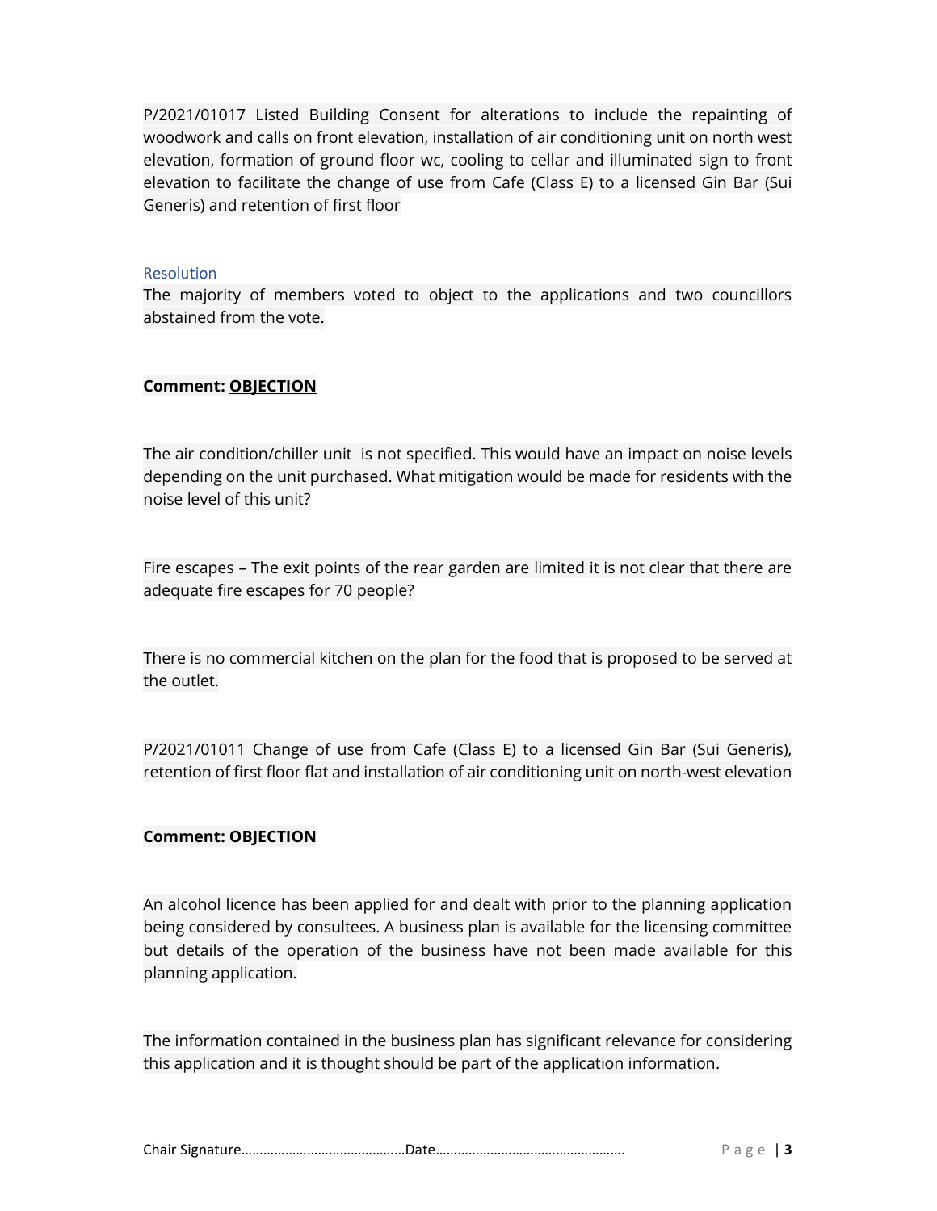P/2021/01017 Listed Building Consent for alterations to include the repainting of woodwork and calls on front elevation, installation of air conditioning unit on north west elevation, formation of ground floor wc, cooling to cellar and illuminated sign to front elevation to facilitate the change of use from Cafe (Class E) to a licensed Gin Bar (Sui Generis) and retention of first floor

### Resolution

The majority of members voted to object to the applications and two councillors abstained from the vote.

**Comment: <u>OBJECTION</u>**

The air condition/chiller unit is not specified. This would have an impact on noise levels depending on the unit purchased. What mitigation would be made for residents with the noise level of this unit?

Fire escapes – The exit points of the rear garden are limited it is not clear that there are adequate fire escapes for 70 people?

There is no commercial kitchen on the plan for the food that is proposed to be served at the outlet.

P/2021/01011 Change of use from Cafe (Class E) to a licensed Gin Bar (Sui Generis), retention of first floor flat and installation of air conditioning unit on north-west elevation

**Comment: <u>OBJECTION</u>**

An alcohol licence has been applied for and dealt with prior to the planning application being considered by consultees. A business plan is available for the licensing committee but details of the operation of the business have not been made available for this planning application.

The information contained in the business plan has significant relevance for considering this application and it is thought should be part of the application information.

Chair Signature……………………………………Date…………………………………………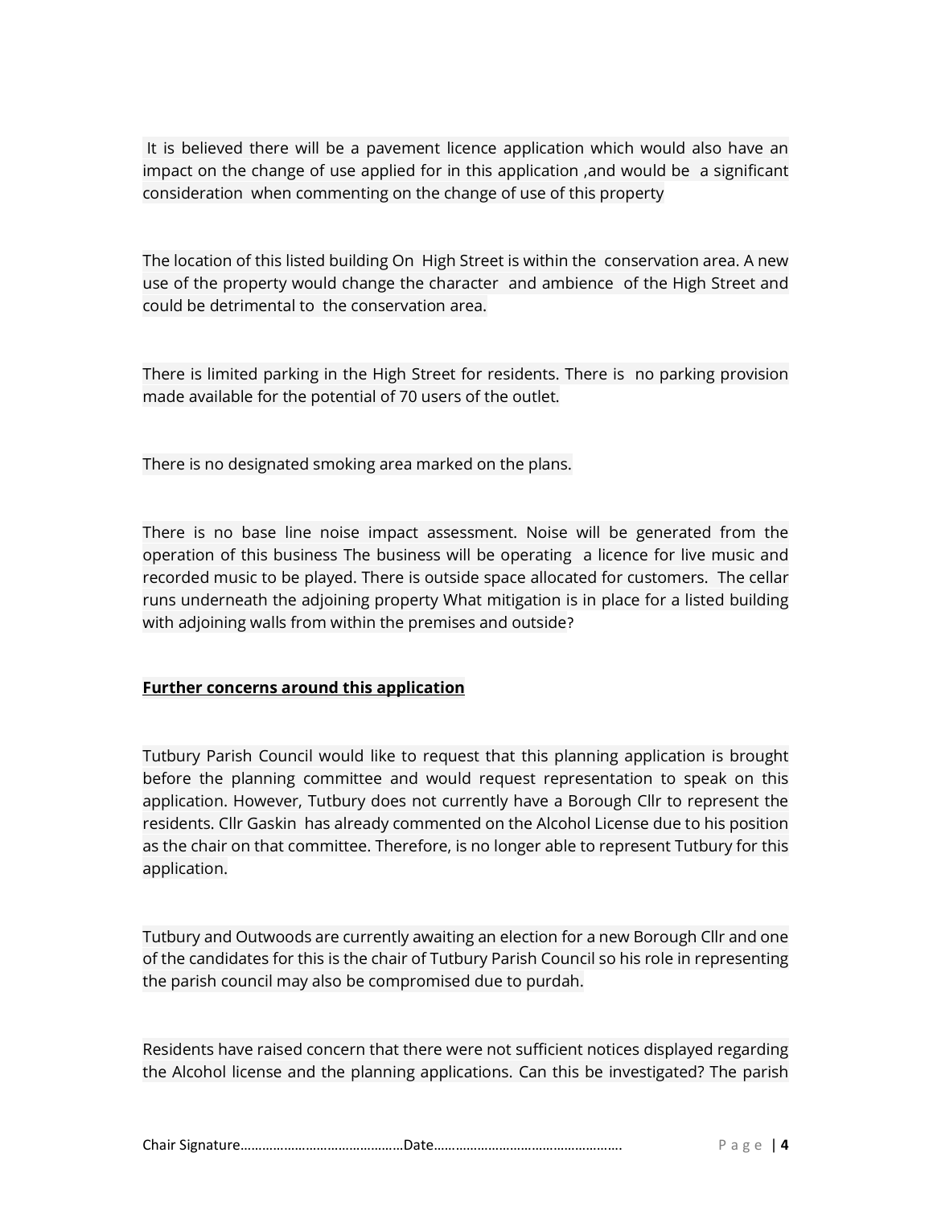It is believed there will be a pavement licence application which would also have an impact on the change of use applied for in this application ,and would be a significant consideration when commenting on the change of use of this property

The location of this listed building On High Street is within the conservation area. A new use of the property would change the character and ambience of the High Street and could be detrimental to the conservation area.

There is limited parking in the High Street for residents. There is no parking provision made available for the potential of 70 users of the outlet.

There is no designated smoking area marked on the plans.

There is no base line noise impact assessment. Noise will be generated from the operation of this business The business will be operating a licence for live music and recorded music to be played. There is outside space allocated for customers. The cellar runs underneath the adjoining property What mitigation is in place for a listed building with adjoining walls from within the premises and outside?

**Further concerns around this application**

Tutbury Parish Council would like to request that this planning application is brought before the planning committee and would request representation to speak on this application. However, Tutbury does not currently have a Borough Cllr to represent the residents. Cllr Gaskin has already commented on the Alcohol License due to his position as the chair on that committee. Therefore, is no longer able to represent Tutbury for this application.

Tutbury and Outwoods are currently awaiting an election for a new Borough Cllr and one of the candidates for this is the chair of Tutbury Parish Council so his role in representing the parish council may also be compromised due to purdah.

Residents have raised concern that there were not sufficient notices displayed regarding the Alcohol license and the planning applications. Can this be investigated? The parish

Chair Signature……………………………………Date…………………………………………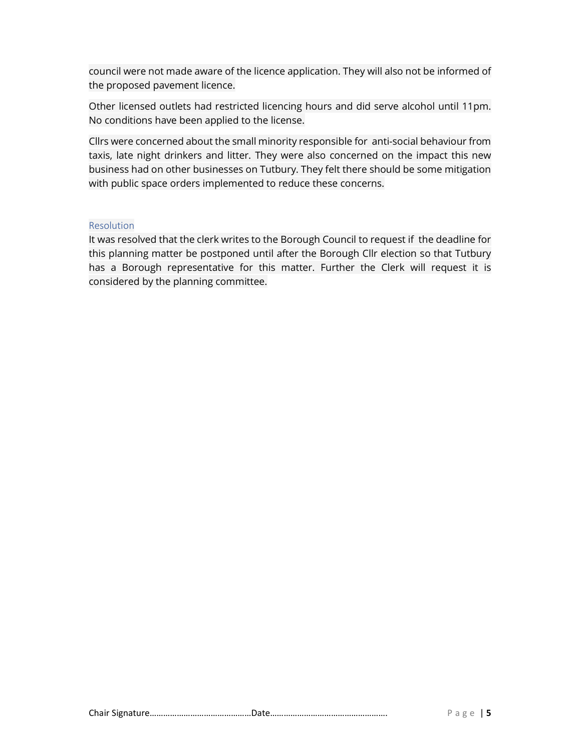council were not made aware of the licence application. They will also not be informed of the proposed pavement licence.

Other licensed outlets had restricted licencing hours and did serve alcohol until 11pm. No conditions have been applied to the license.

Cllrs were concerned about the small minority responsible for anti-social behaviour from taxis, late night drinkers and litter. They were also concerned on the impact this new business had on other businesses on Tutbury. They felt there should be some mitigation with public space orders implemented to reduce these concerns.

### Resolution

It was resolved that the clerk writes to the Borough Council to request if the deadline for this planning matter be postponed until after the Borough Cllr election so that Tutbury has a Borough representative for this matter. Further the Clerk will request it is considered by the planning committee.

Chair Signature……………………………………Date…………………………………………